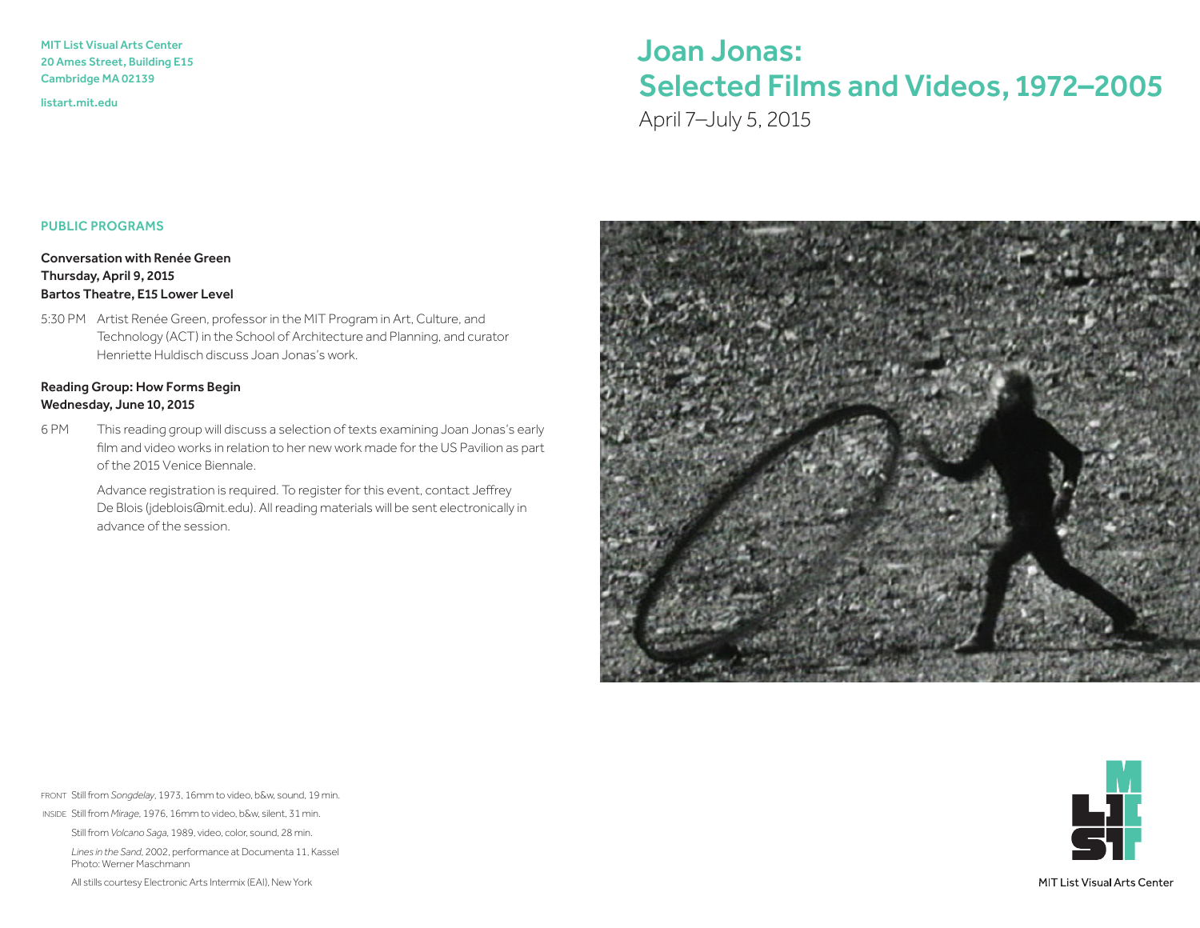MIT List Visual Arts Center
20 Ames Street, Building E15
Cambridge MA 02139

listart.mit.edu

# Joan Jonas: Selected Films and Videos, 1972–2005

April 7–July 5, 2015

## PUBLIC PROGRAMS

**Conversation with Renée Green**
**Thursday, April 9, 2015**
**Bartos Theatre, E15 Lower Level**

5:30 PM Artist Renée Green, professor in the MIT Program in Art, Culture, and Technology (ACT) in the School of Architecture and Planning, and curator Henriette Huldisch discuss Joan Jonas's work.

**Reading Group: How Forms Begin**
**Wednesday, June 10, 2015**

6 PM This reading group will discuss a selection of texts examining Joan Jonas's early film and video works in relation to her new work made for the US Pavilion as part of the 2015 Venice Biennale.

Advance registration is required. To register for this event, contact Jeffrey De Blois (jdeblois@mit.edu). All reading materials will be sent electronically in advance of the session.

FRONT Still from *Songdelay*, 1973, 16mm to video, b&w, sound, 19 min.

INSIDE Still from *Mirage*, 1976, 16mm to video, b&w, silent, 31 min.

Still from *Volcano Saga*, 1989, video, color, sound, 28 min.

*Lines in the Sand*, 2002, performance at Documenta 11, Kassel
Photo: Werner Maschmann

All stills courtesy Electronic Arts Intermix (EAI), New York

MIT List Visual Arts Center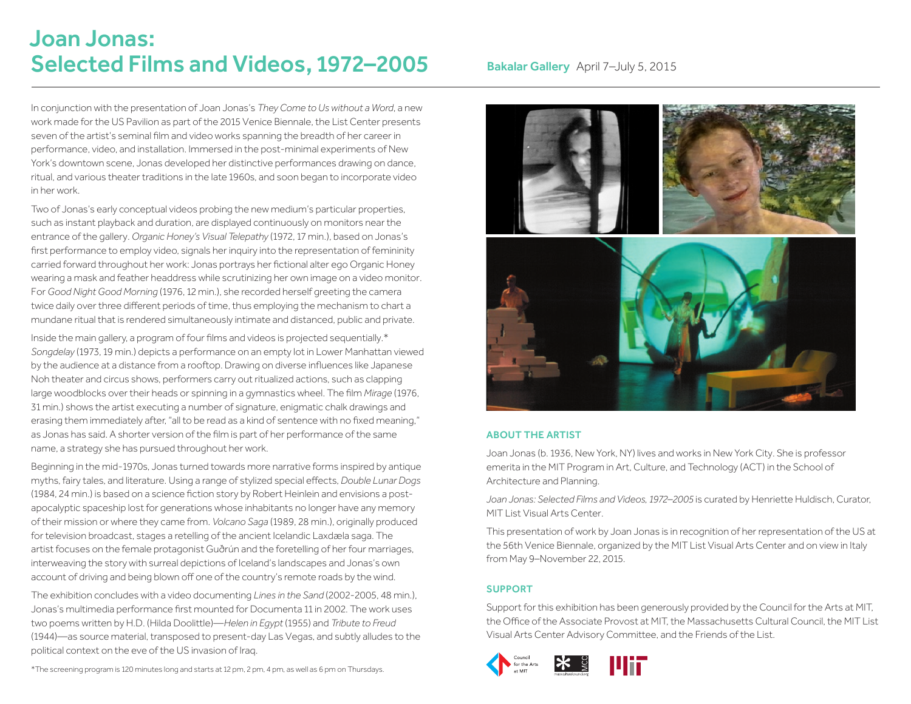# Joan Jonas: Selected Films and Videos, 1972–2005

**Bakalar Gallery** April 7–July 5, 2015

In conjunction with the presentation of Joan Jonas's *They Come to Us without a Word*, a new work made for the US Pavilion as part of the 2015 Venice Biennale, the List Center presents seven of the artist's seminal film and video works spanning the breadth of her career in performance, video, and installation. Immersed in the post-minimal experiments of New York's downtown scene, Jonas developed her distinctive performances drawing on dance, ritual, and various theater traditions in the late 1960s, and soon began to incorporate video in her work.

Two of Jonas's early conceptual videos probing the new medium's particular properties, such as instant playback and duration, are displayed continuously on monitors near the entrance of the gallery. *Organic Honey's Visual Telepathy* (1972, 17 min.), based on Jonas's first performance to employ video, signals her inquiry into the representation of femininity carried forward throughout her work: Jonas portrays her fictional alter ego Organic Honey wearing a mask and feather headdress while scrutinizing her own image on a video monitor. For *Good Night Good Morning* (1976, 12 min.), she recorded herself greeting the camera twice daily over three different periods of time, thus employing the mechanism to chart a mundane ritual that is rendered simultaneously intimate and distanced, public and private.

Inside the main gallery, a program of four films and videos is projected sequentially.* *Songdelay* (1973, 19 min.) depicts a performance on an empty lot in Lower Manhattan viewed by the audience at a distance from a rooftop. Drawing on diverse influences like Japanese Noh theater and circus shows, performers carry out ritualized actions, such as clapping large woodblocks over their heads or spinning in a gymnastics wheel. The film *Mirage* (1976, 31 min.) shows the artist executing a number of signature, enigmatic chalk drawings and erasing them immediately after, "all to be read as a kind of sentence with no fixed meaning," as Jonas has said. A shorter version of the film is part of her performance of the same name, a strategy she has pursued throughout her work.

Beginning in the mid-1970s, Jonas turned towards more narrative forms inspired by antique myths, fairy tales, and literature. Using a range of stylized special effects, *Double Lunar Dogs* (1984, 24 min.) is based on a science fiction story by Robert Heinlein and envisions a post-apocalyptic spaceship lost for generations whose inhabitants no longer have any memory of their mission or where they came from. *Volcano Saga* (1989, 28 min.), originally produced for television broadcast, stages a retelling of the ancient Icelandic Laxdæla saga. The artist focuses on the female protagonist Guðrún and the foretelling of her four marriages, interweaving the story with surreal depictions of Iceland's landscapes and Jonas's own account of driving and being blown off one of the country's remote roads by the wind.

The exhibition concludes with a video documenting *Lines in the Sand* (2002-2005, 48 min.), Jonas's multimedia performance first mounted for Documenta 11 in 2002. The work uses two poems written by H.D. (Hilda Doolittle)—*Helen in Egypt* (1955) and *Tribute to Freud* (1944)—as source material, transposed to present-day Las Vegas, and subtly alludes to the political context on the eve of the US invasion of Iraq.

*The screening program is 120 minutes long and starts at 12 pm, 2 pm, 4 pm, as well as 6 pm on Thursdays.

## ABOUT THE ARTIST

Joan Jonas (b. 1936, New York, NY) lives and works in New York City. She is professor emerita in the MIT Program in Art, Culture, and Technology (ACT) in the School of Architecture and Planning.

*Joan Jonas: Selected Films and Videos, 1972–2005* is curated by Henriette Huldisch, Curator, MIT List Visual Arts Center.

This presentation of work by Joan Jonas is in recognition of her representation of the US at the 56th Venice Biennale, organized by the MIT List Visual Arts Center and on view in Italy from May 9–November 22, 2015.

## SUPPORT

Support for this exhibition has been generously provided by the Council for the Arts at MIT, the Office of the Associate Provost at MIT, the Massachusetts Cultural Council, the MIT List Visual Arts Center Advisory Committee, and the Friends of the List.

Council for the Arts at MIT

MCC massculturalcouncil.org